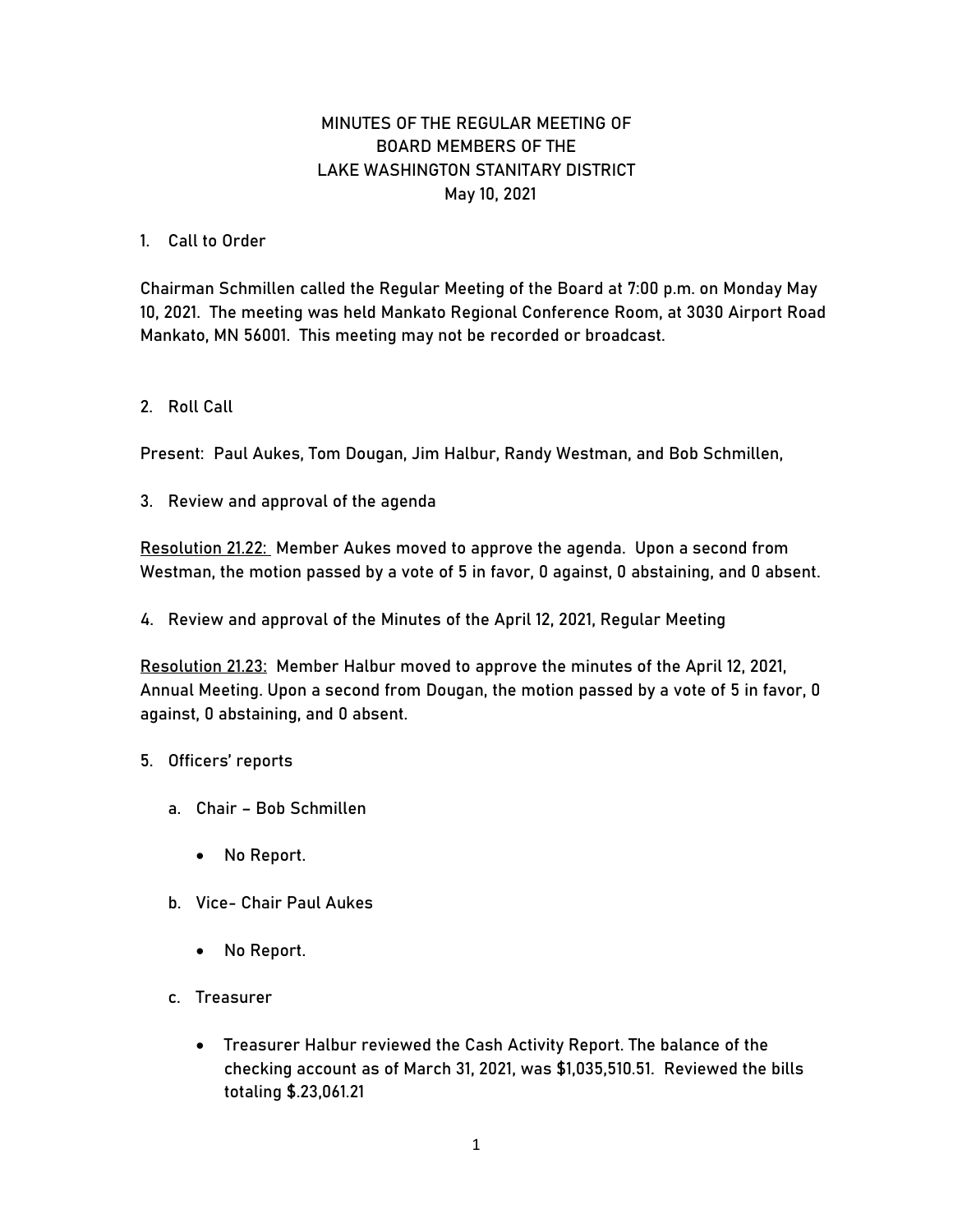# MINUTES OF THE REGULAR MEETING OF BOARD MEMBERS OF THE LAKE WASHINGTON STANITARY DISTRICT May 10, 2021

1. Call to Order

Chairman Schmillen called the Regular Meeting of the Board at 7:00 p.m. on Monday May 10, 2021. The meeting was held Mankato Regional Conference Room, at 3030 Airport Road Mankato, MN 56001. This meeting may not be recorded or broadcast.

2. Roll Call

Present: Paul Aukes, Tom Dougan, Jim Halbur, Randy Westman, and Bob Schmillen,

3. Review and approval of the agenda

Resolution 21.22: Member Aukes moved to approve the agenda. Upon a second from Westman, the motion passed by a vote of 5 in favor, 0 against, 0 abstaining, and 0 absent.

4. Review and approval of the Minutes of the April 12, 2021, Regular Meeting

Resolution 21.23: Member Halbur moved to approve the minutes of the April 12, 2021, Annual Meeting. Upon a second from Dougan, the motion passed by a vote of 5 in favor, 0 against, 0 abstaining, and 0 absent.

5. Officers' reports

   a. Chair – Bob Schmillen

      - No Report.

   b. Vice- Chair Paul Aukes

      - No Report.

   c. Treasurer

      - Treasurer Halbur reviewed the Cash Activity Report. The balance of the checking account as of March 31, 2021, was $1,035,510.51. Reviewed the bills totaling $.23,061.21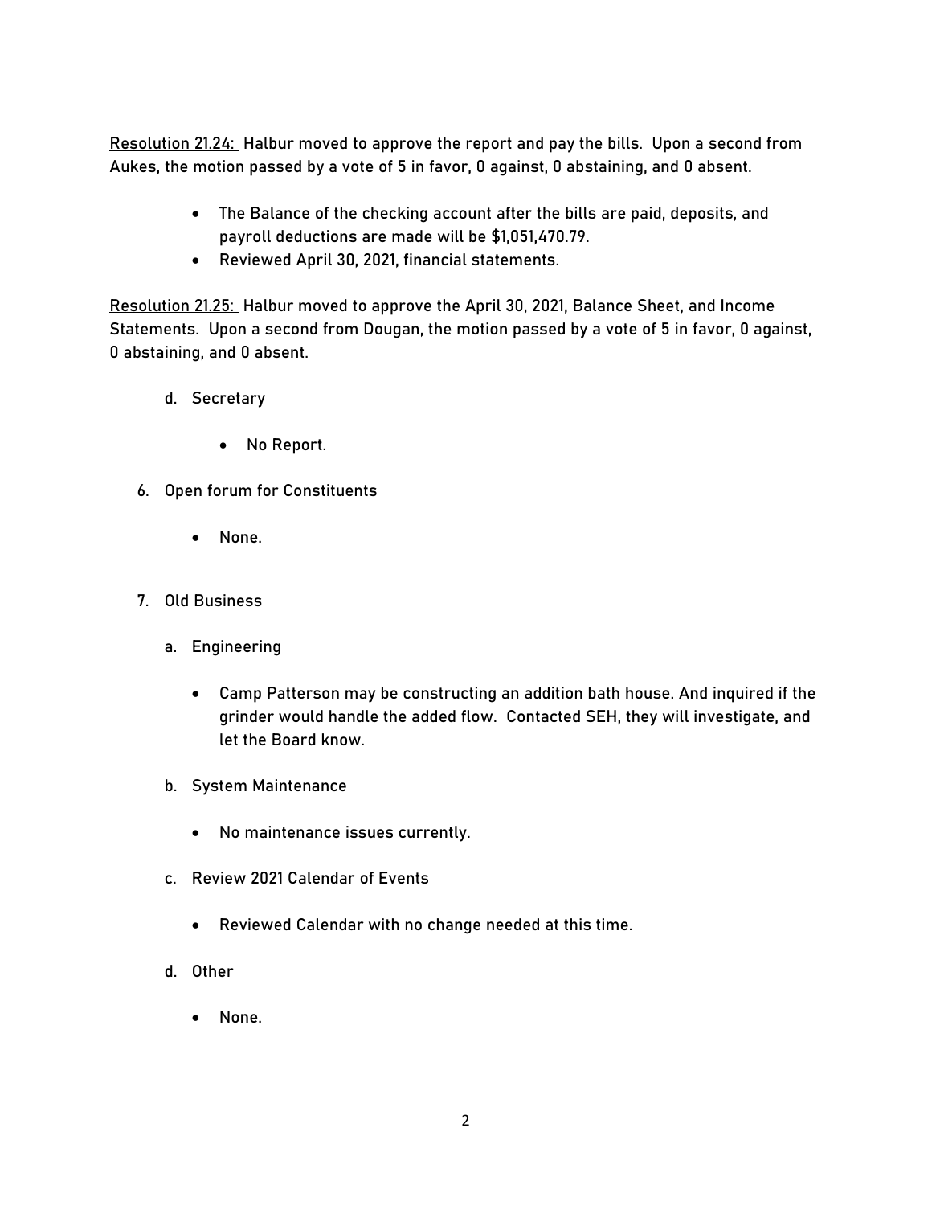Resolution 21.24: Halbur moved to approve the report and pay the bills. Upon a second from Aukes, the motion passed by a vote of 5 in favor, 0 against, 0 abstaining, and 0 absent.

- The Balance of the checking account after the bills are paid, deposits, and payroll deductions are made will be $1,051,470.79.
- Reviewed April 30, 2021, financial statements.

Resolution 21.25: Halbur moved to approve the April 30, 2021, Balance Sheet, and Income Statements. Upon a second from Dougan, the motion passed by a vote of 5 in favor, 0 against, 0 abstaining, and 0 absent.

d. Secretary

- No Report.

6. Open forum for Constituents

- None.

7. Old Business

a. Engineering

- Camp Patterson may be constructing an addition bath house. And inquired if the grinder would handle the added flow. Contacted SEH, they will investigate, and let the Board know.

b. System Maintenance

- No maintenance issues currently.

c. Review 2021 Calendar of Events

- Reviewed Calendar with no change needed at this time.

d. Other

- None.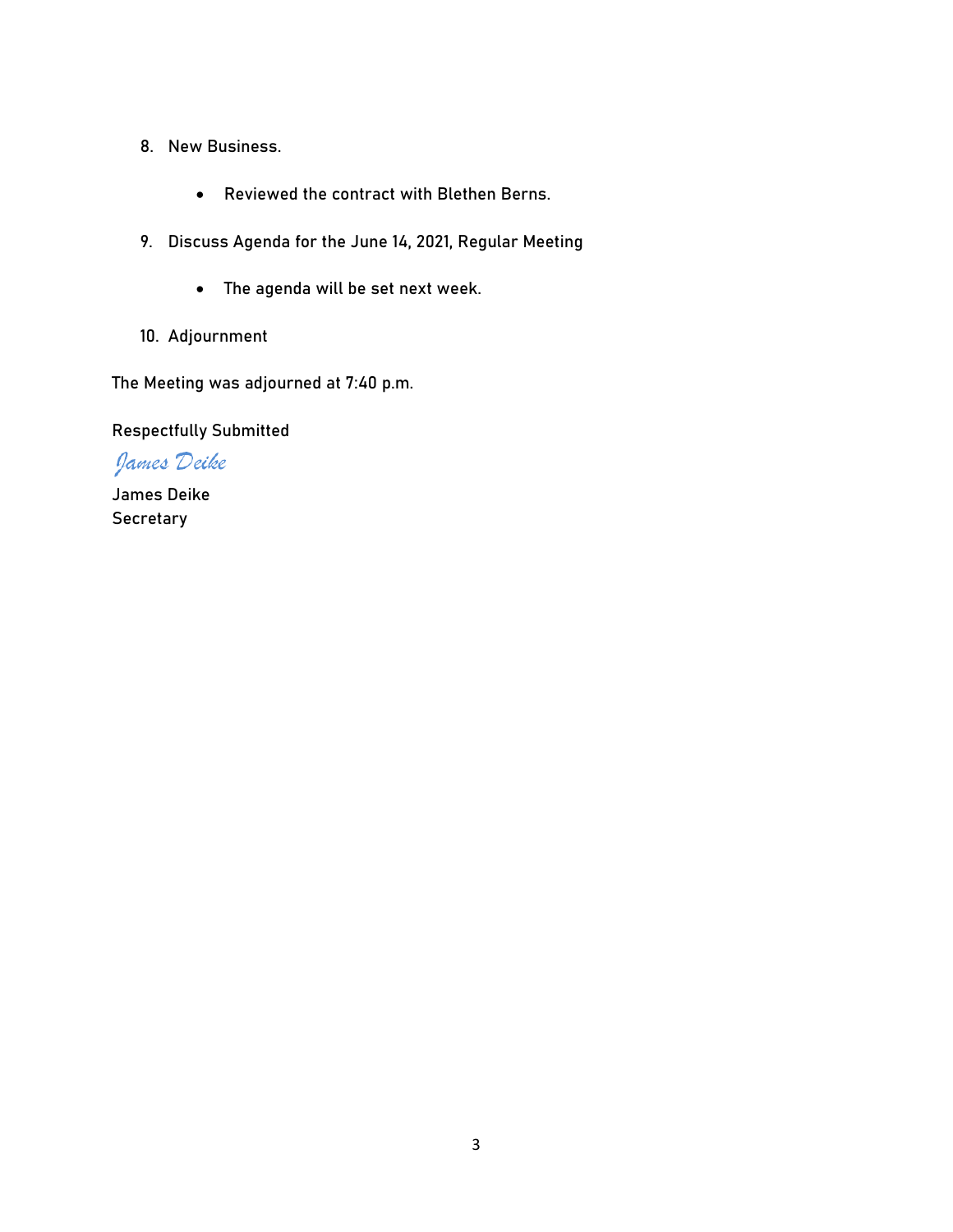8. New Business.

    - Reviewed the contract with Blethen Berns.

9. Discuss Agenda for the June 14, 2021, Regular Meeting

    - The agenda will be set next week.

10. Adjournment

The Meeting was adjourned at 7:40 p.m.

Respectfully Submitted

*James Deike*

James Deike
Secretary